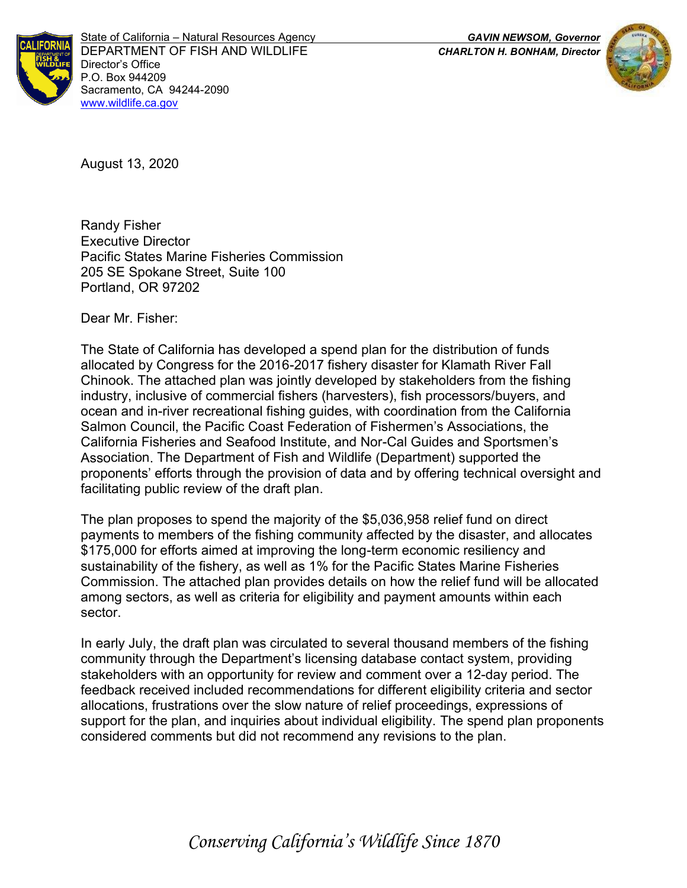State of California – Natural Resources Agency
DEPARTMENT OF FISH AND WILDLIFE
Director's Office
P.O. Box 944209
Sacramento, CA 94244-2090
www.wildlife.ca.gov

***GAVIN NEWSOM, Governor***
***CHARLTON H. BONHAM, Director***

August 13, 2020

Randy Fisher
Executive Director
Pacific States Marine Fisheries Commission
205 SE Spokane Street, Suite 100
Portland, OR 97202

Dear Mr. Fisher:

The State of California has developed a spend plan for the distribution of funds allocated by Congress for the 2016-2017 fishery disaster for Klamath River Fall Chinook. The attached plan was jointly developed by stakeholders from the fishing industry, inclusive of commercial fishers (harvesters), fish processors/buyers, and ocean and in-river recreational fishing guides, with coordination from the California Salmon Council, the Pacific Coast Federation of Fishermen's Associations, the California Fisheries and Seafood Institute, and Nor-Cal Guides and Sportsmen's Association. The Department of Fish and Wildlife (Department) supported the proponents' efforts through the provision of data and by offering technical oversight and facilitating public review of the draft plan.

The plan proposes to spend the majority of the $5,036,958 relief fund on direct payments to members of the fishing community affected by the disaster, and allocates $175,000 for efforts aimed at improving the long-term economic resiliency and sustainability of the fishery, as well as 1% for the Pacific States Marine Fisheries Commission. The attached plan provides details on how the relief fund will be allocated among sectors, as well as criteria for eligibility and payment amounts within each sector.

In early July, the draft plan was circulated to several thousand members of the fishing community through the Department's licensing database contact system, providing stakeholders with an opportunity for review and comment over a 12-day period. The feedback received included recommendations for different eligibility criteria and sector allocations, frustrations over the slow nature of relief proceedings, expressions of support for the plan, and inquiries about individual eligibility. The spend plan proponents considered comments but did not recommend any revisions to the plan.

*Conserving California's Wildlife Since 1870*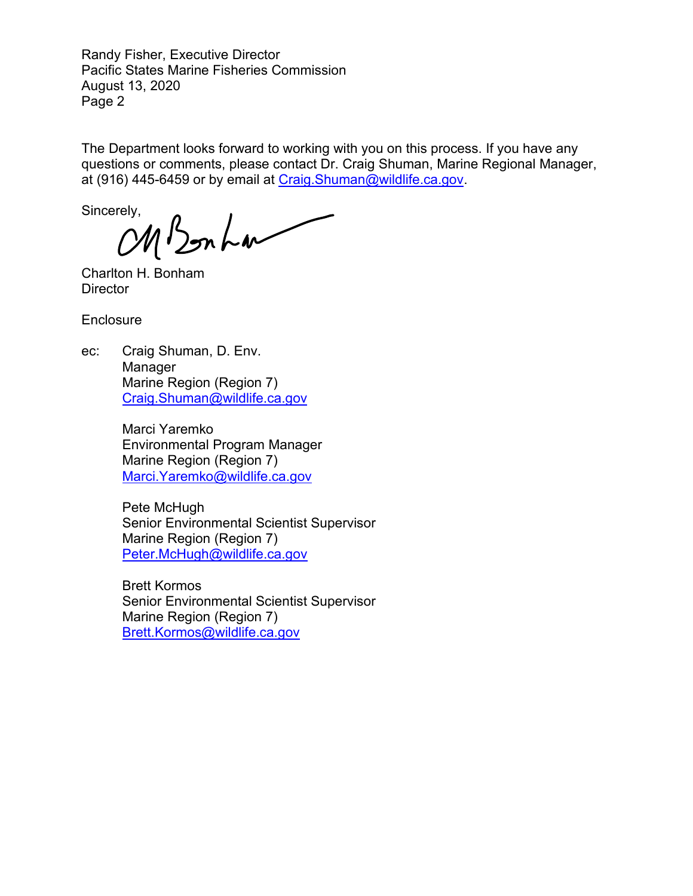The Department looks forward to working with you on this process. If you have any questions or comments, please contact Dr. Craig Shuman, Marine Regional Manager, at (916) 445-6459 or by email at Craig.Shuman@wildlife.ca.gov.

Sincerely,

Charlton H. Bonham
Director

Enclosure

ec: Craig Shuman, D. Env.
Manager
Marine Region (Region 7)
Craig.Shuman@wildlife.ca.gov

Marci Yaremko
Environmental Program Manager
Marine Region (Region 7)
Marci.Yaremko@wildlife.ca.gov

Pete McHugh
Senior Environmental Scientist Supervisor
Marine Region (Region 7)
Peter.McHugh@wildlife.ca.gov

Brett Kormos
Senior Environmental Scientist Supervisor
Marine Region (Region 7)
Brett.Kormos@wildlife.ca.gov